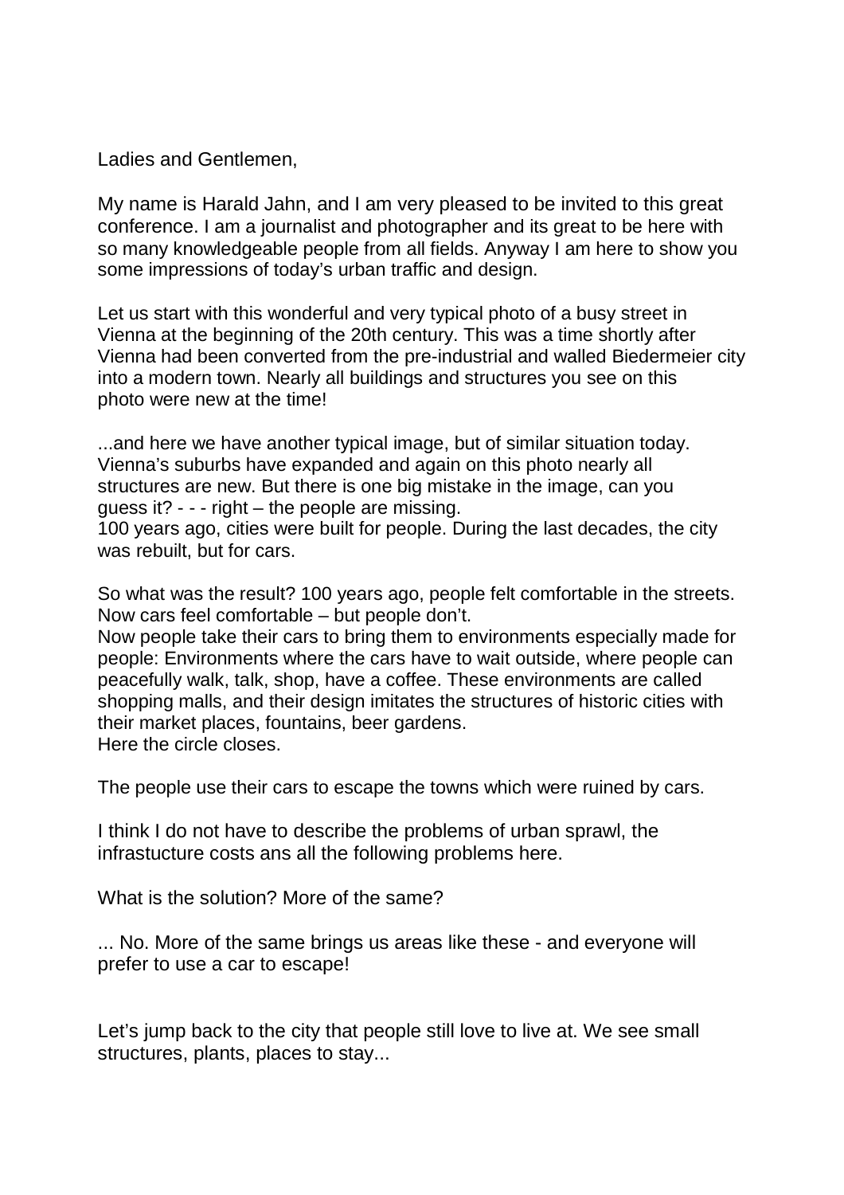Ladies and Gentlemen,

My name is Harald Jahn, and I am very pleased to be invited to this great conference. I am a journalist and photographer and its great to be here with so many knowledgeable people from all fields. Anyway I am here to show you some impressions of today's urban traffic and design.

Let us start with this wonderful and very typical photo of a busy street in Vienna at the beginning of the 20th century. This was a time shortly after Vienna had been converted from the pre-industrial and walled Biedermeier city into a modern town. Nearly all buildings and structures you see on this photo were new at the time!

...and here we have another typical image, but of similar situation today. Vienna's suburbs have expanded and again on this photo nearly all structures are new. But there is one big mistake in the image, can you guess it? - - - right – the people are missing.
100 years ago, cities were built for people. During the last decades, the city was rebuilt, but for cars.

So what was the result? 100 years ago, people felt comfortable in the streets. Now cars feel comfortable – but people don't.
Now people take their cars to bring them to environments especially made for people: Environments where the cars have to wait outside, where people can peacefully walk, talk, shop, have a coffee. These environments are called shopping malls, and their design imitates the structures of historic cities with their market places, fountains, beer gardens.
Here the circle closes.

The people use their cars to escape the towns which were ruined by cars.

I think I do not have to describe the problems of urban sprawl, the infrastucture costs ans all the following problems here.

What is the solution? More of the same?

... No. More of the same brings us areas like these - and everyone will prefer to use a car to escape!

Let's jump back to the city that people still love to live at. We see small structures, plants, places to stay...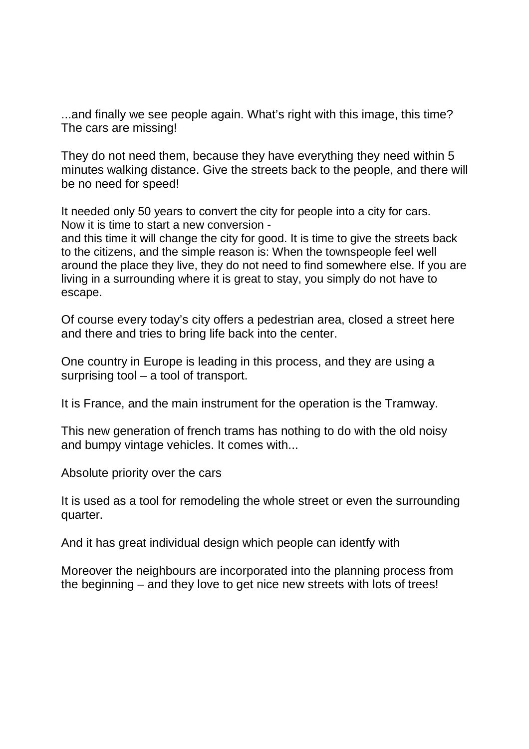...and finally we see people again. What's right with this image, this time? The cars are missing!

They do not need them, because they have everything they need within 5 minutes walking distance. Give the streets back to the people, and there will be no need for speed!

It needed only 50 years to convert the city for people into a city for cars. Now it is time to start a new conversion -
and this time it will change the city for good. It is time to give the streets back to the citizens, and the simple reason is: When the townspeople feel well around the place they live, they do not need to find somewhere else. If you are living in a surrounding where it is great to stay, you simply do not have to escape.

Of course every today's city offers a pedestrian area, closed a street here and there and tries to bring life back into the center.

One country in Europe is leading in this process, and they are using a surprising tool – a tool of transport.

It is France, and the main instrument for the operation is the Tramway.

This new generation of french trams has nothing to do with the old noisy and bumpy vintage vehicles. It comes with...

Absolute priority over the cars

It is used as a tool for remodeling the whole street or even the surrounding quarter.

And it has great individual design which people can identfy with

Moreover the neighbours are incorporated into the planning process from the beginning – and they love to get nice new streets with lots of trees!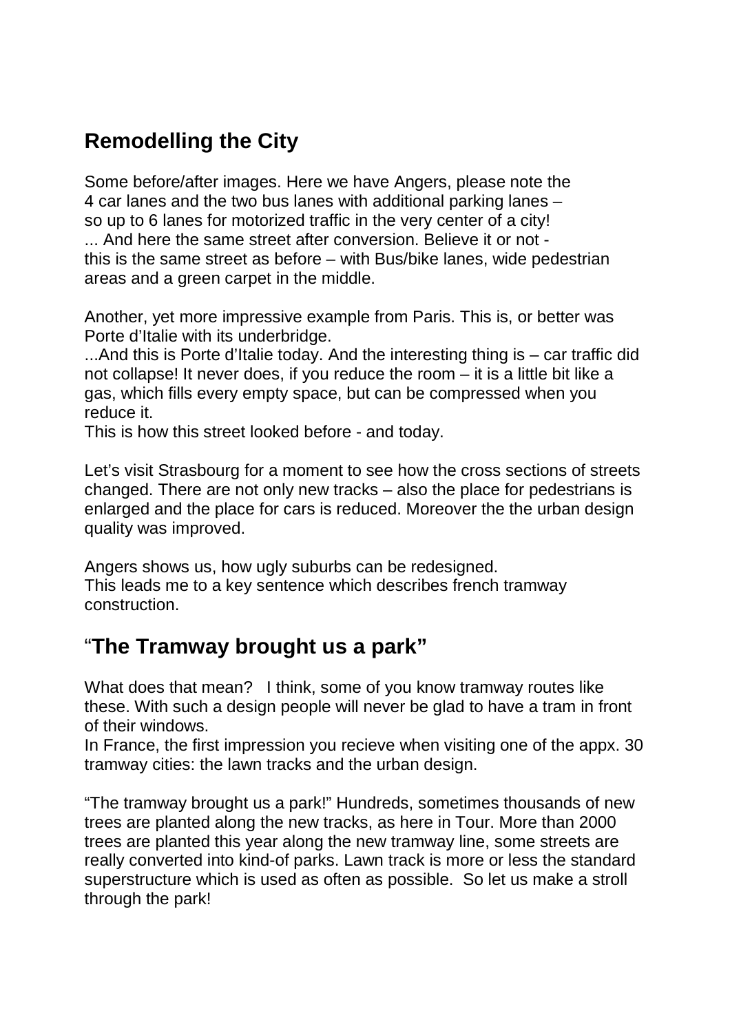## Remodelling the City

Some before/after images. Here we have Angers, please note the 4 car lanes and the two bus lanes with additional parking lanes – so up to 6 lanes for motorized traffic in the very center of a city! ... And here the same street after conversion. Believe it or not - this is the same street as before – with Bus/bike lanes, wide pedestrian areas and a green carpet in the middle.

Another, yet more impressive example from Paris. This is, or better was Porte d'Italie with its underbridge.
...And this is Porte d'Italie today. And the interesting thing is – car traffic did not collapse! It never does, if you reduce the room – it is a little bit like a gas, which fills every empty space, but can be compressed when you reduce it.
This is how this street looked before - and today.

Let's visit Strasbourg for a moment to see how the cross sections of streets changed. There are not only new tracks – also the place for pedestrians is enlarged and the place for cars is reduced. Moreover the the urban design quality was improved.

Angers shows us, how ugly suburbs can be redesigned.
This leads me to a key sentence which describes french tramway construction.

## "The Tramway brought us a park"

What does that mean? I think, some of you know tramway routes like these. With such a design people will never be glad to have a tram in front of their windows.
In France, the first impression you recieve when visiting one of the appx. 30 tramway cities: the lawn tracks and the urban design.

"The tramway brought us a park!" Hundreds, sometimes thousands of new trees are planted along the new tracks, as here in Tour. More than 2000 trees are planted this year along the new tramway line, some streets are really converted into kind-of parks. Lawn track is more or less the standard superstructure which is used as often as possible. So let us make a stroll through the park!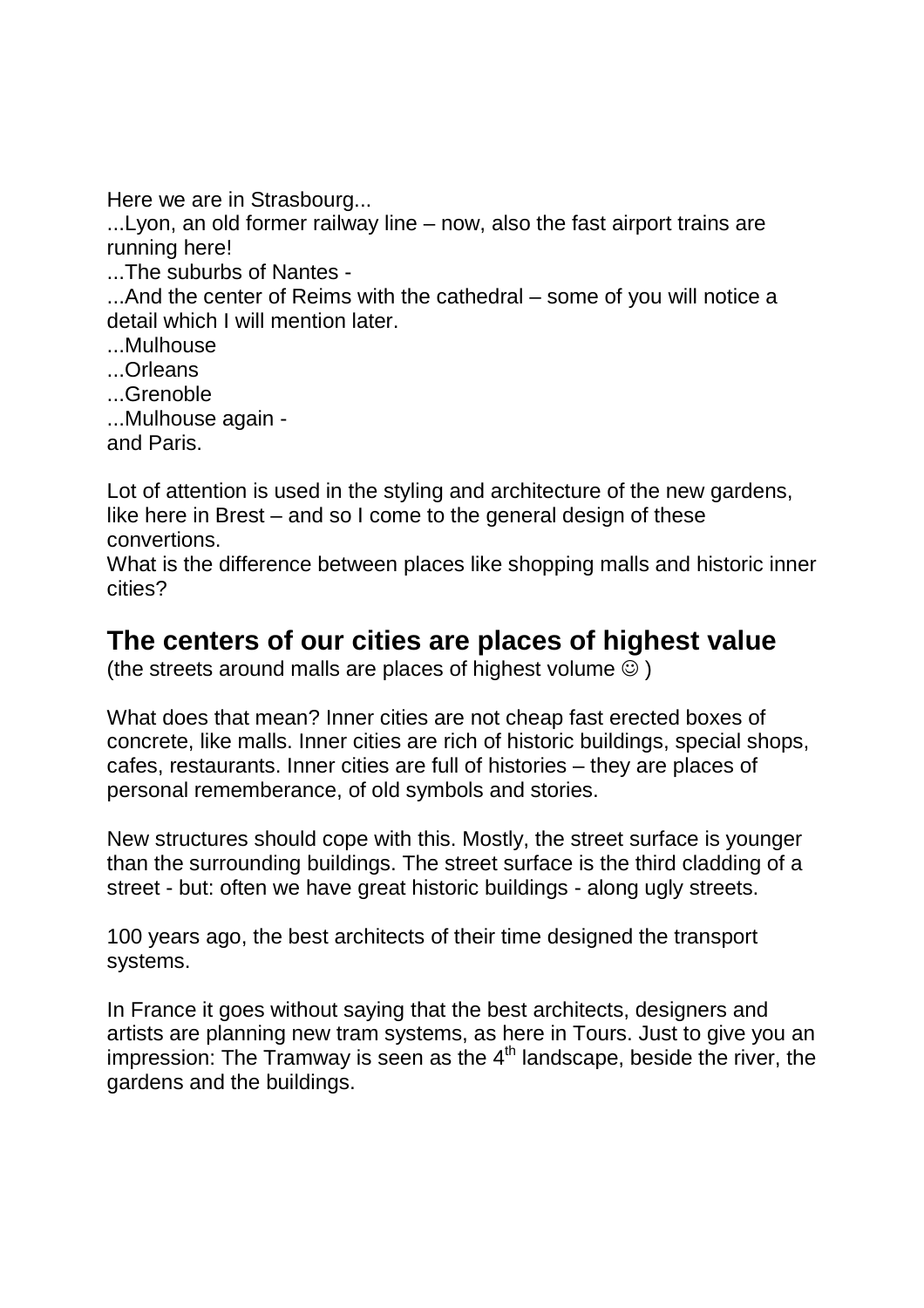Here we are in Strasbourg...
...Lyon, an old former railway line – now, also the fast airport trains are running here!
...The suburbs of Nantes -
...And the center of Reims with the cathedral – some of you will notice a detail which I will mention later.
...Mulhouse
...Orleans
...Grenoble
...Mulhouse again -
and Paris.

Lot of attention is used in the styling and architecture of the new gardens, like here in Brest – and so I come to the general design of these convertions.
What is the difference between places like shopping malls and historic inner cities?

## The centers of our cities are places of highest value

(the streets around malls are places of highest volume ☺ )

What does that mean? Inner cities are not cheap fast erected boxes of concrete, like malls. Inner cities are rich of historic buildings, special shops, cafes, restaurants. Inner cities are full of histories – they are places of personal rememberance, of old symbols and stories.

New structures should cope with this. Mostly, the street surface is younger than the surrounding buildings. The street surface is the third cladding of a street - but: often we have great historic buildings - along ugly streets.

100 years ago, the best architects of their time designed the transport systems.

In France it goes without saying that the best architects, designers and artists are planning new tram systems, as here in Tours. Just to give you an impression: The Tramway is seen as the 4th landscape, beside the river, the gardens and the buildings.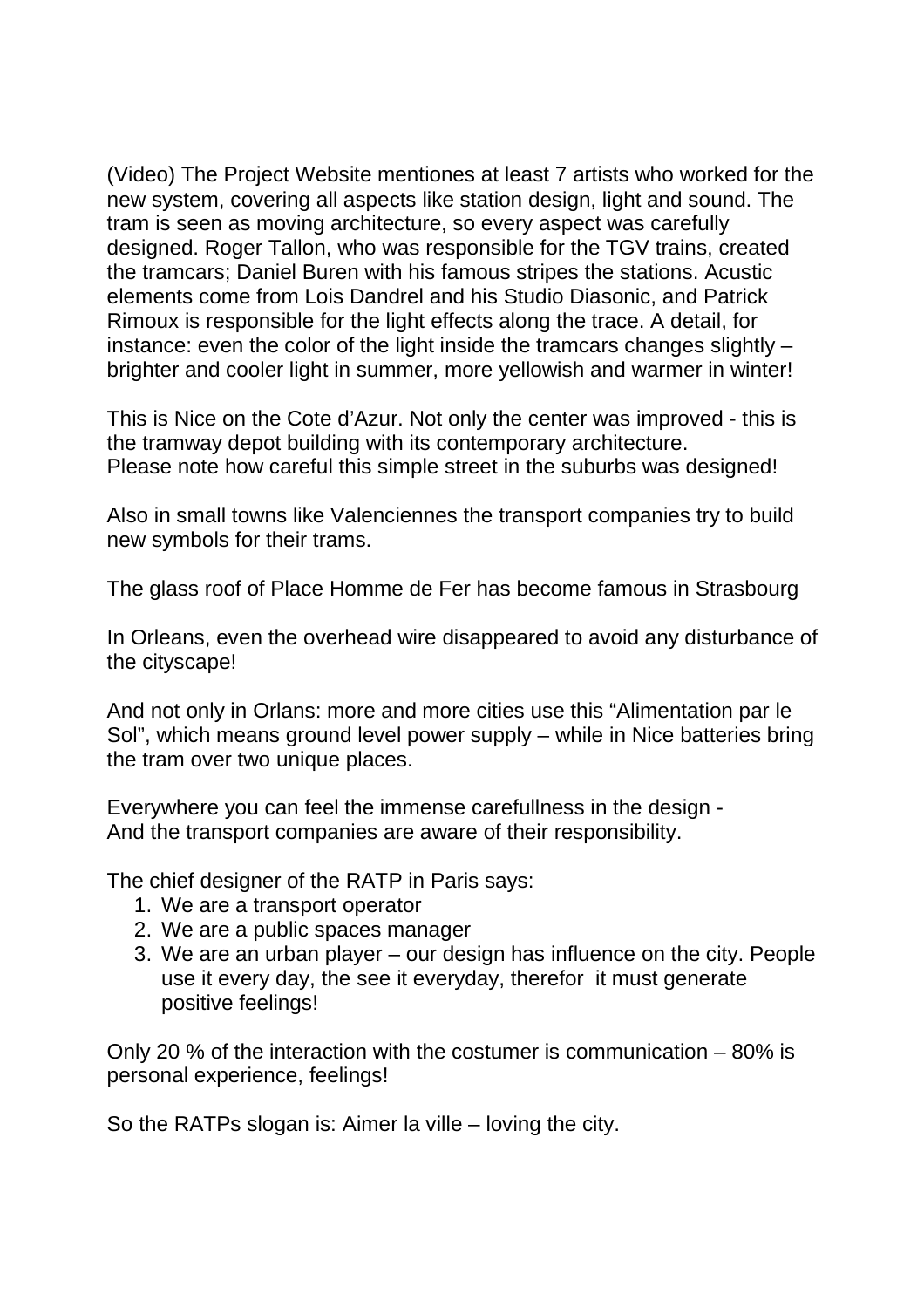(Video) The Project Website mentiones at least 7 artists who worked for the new system, covering all aspects like station design, light and sound. The tram is seen as moving architecture, so every aspect was carefully designed. Roger Tallon, who was responsible for the TGV trains, created the tramcars; Daniel Buren with his famous stripes the stations. Acustic elements come from Lois Dandrel and his Studio Diasonic, and Patrick Rimoux is responsible for the light effects along the trace. A detail, for instance: even the color of the light inside the tramcars changes slightly – brighter and cooler light in summer, more yellowish and warmer in winter!

This is Nice on the Cote d'Azur. Not only the center was improved - this is the tramway depot building with its contemporary architecture.
Please note how careful this simple street in the suburbs was designed!

Also in small towns like Valenciennes the transport companies try to build new symbols for their trams.

The glass roof of Place Homme de Fer has become famous in Strasbourg

In Orleans, even the overhead wire disappeared to avoid any disturbance of the cityscape!

And not only in Orlans: more and more cities use this "Alimentation par le Sol", which means ground level power supply – while in Nice batteries bring the tram over two unique places.

Everywhere you can feel the immense carefullness in the design -
And the transport companies are aware of their responsibility.

The chief designer of the RATP in Paris says:

1. We are a transport operator
2. We are a public spaces manager
3. We are an urban player – our design has influence on the city. People use it every day, the see it everyday, therefor it must generate positive feelings!

Only 20 % of the interaction with the costumer is communication – 80% is personal experience, feelings!

So the RATPs slogan is: Aimer la ville – loving the city.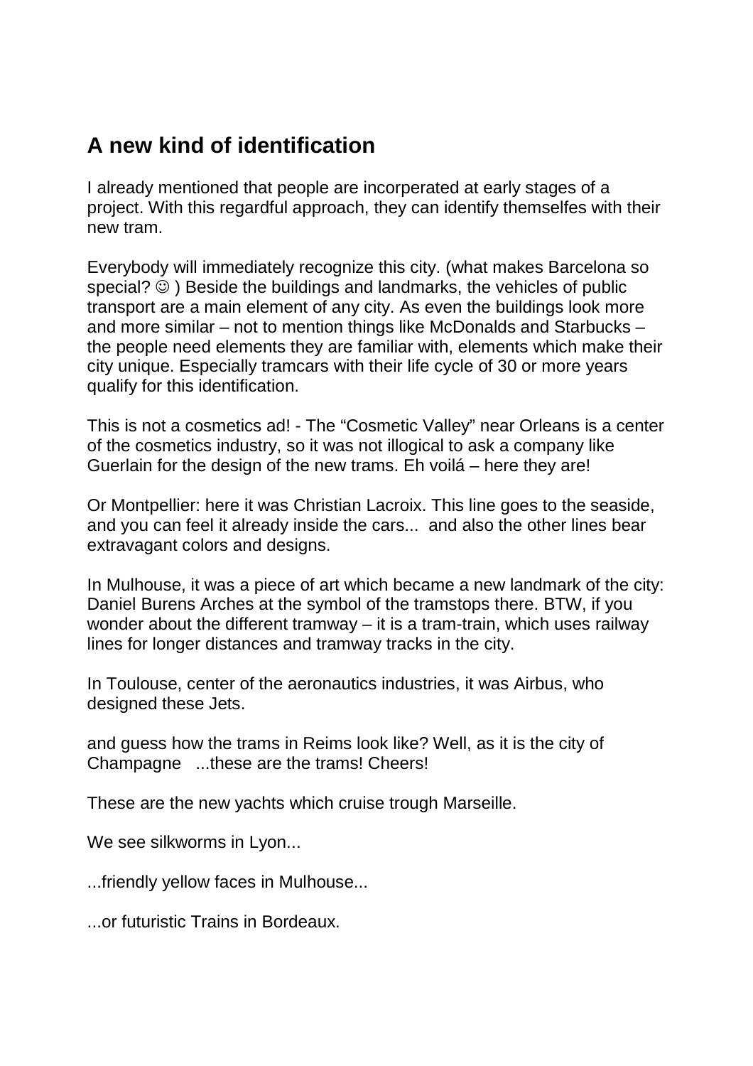## A new kind of identification

I already mentioned that people are incorperated at early stages of a project. With this regardful approach, they can identify themselfes with their new tram.

Everybody will immediately recognize this city. (what makes Barcelona so special? ☺ ) Beside the buildings and landmarks, the vehicles of public transport are a main element of any city. As even the buildings look more and more similar – not to mention things like McDonalds and Starbucks – the people need elements they are familiar with, elements which make their city unique. Especially tramcars with their life cycle of 30 or more years qualify for this identification.

This is not a cosmetics ad! - The “Cosmetic Valley” near Orleans is a center of the cosmetics industry, so it was not illogical to ask a company like Guerlain for the design of the new trams. Eh voilá – here they are!

Or Montpellier: here it was Christian Lacroix. This line goes to the seaside, and you can feel it already inside the cars... and also the other lines bear extravagant colors and designs.

In Mulhouse, it was a piece of art which became a new landmark of the city: Daniel Burens Arches at the symbol of the tramstops there. BTW, if you wonder about the different tramway – it is a tram-train, which uses railway lines for longer distances and tramway tracks in the city.

In Toulouse, center of the aeronautics industries, it was Airbus, who designed these Jets.

and guess how the trams in Reims look like? Well, as it is the city of Champagne ...these are the trams! Cheers!

These are the new yachts which cruise trough Marseille.

We see silkworms in Lyon...

...friendly yellow faces in Mulhouse...

...or futuristic Trains in Bordeaux.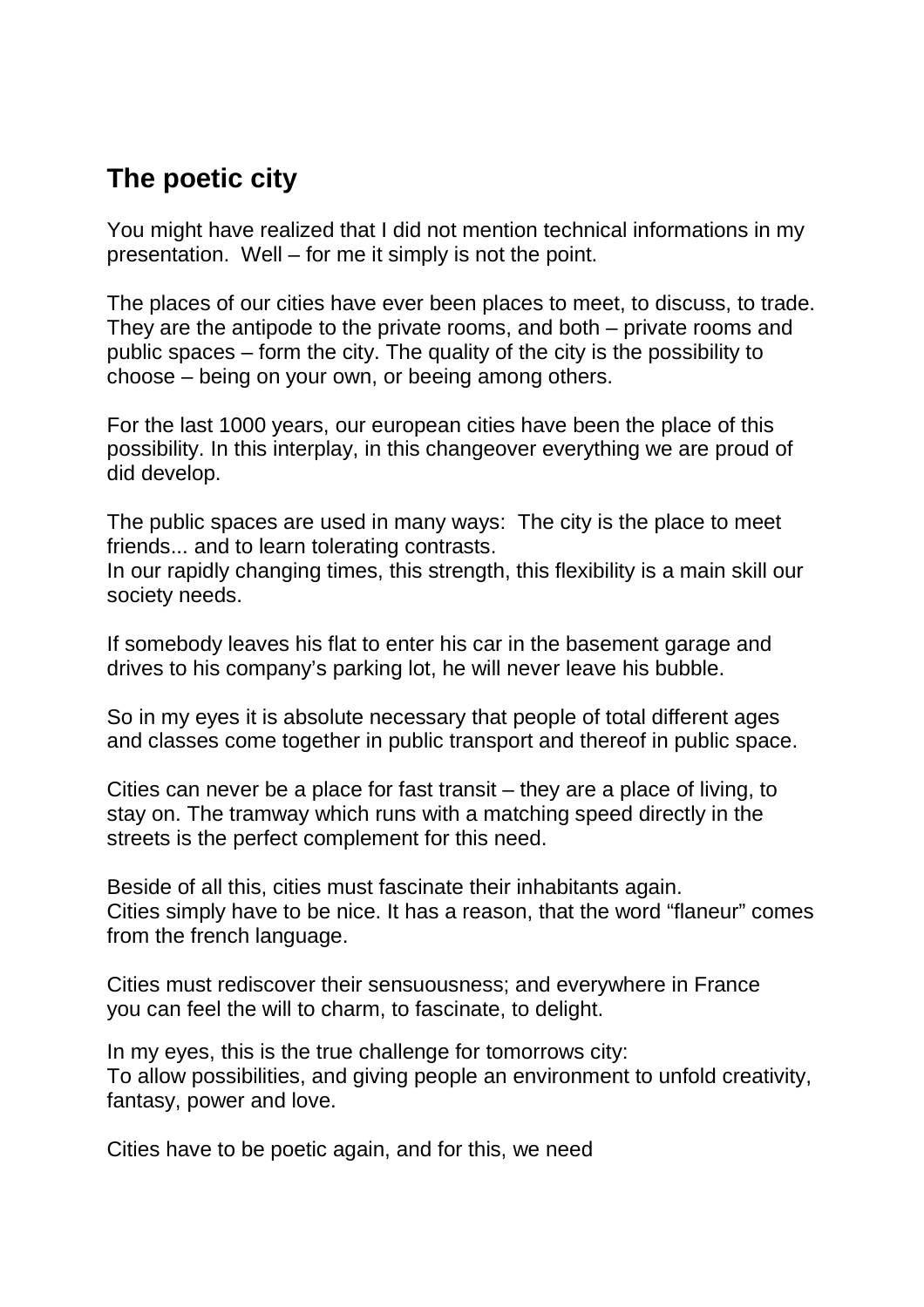## The poetic city

You might have realized that I did not mention technical informations in my presentation. Well – for me it simply is not the point.

The places of our cities have ever been places to meet, to discuss, to trade. They are the antipode to the private rooms, and both – private rooms and public spaces – form the city. The quality of the city is the possibility to choose – being on your own, or beeing among others.

For the last 1000 years, our european cities have been the place of this possibility. In this interplay, in this changeover everything we are proud of did develop.

The public spaces are used in many ways: The city is the place to meet friends... and to learn tolerating contrasts.
In our rapidly changing times, this strength, this flexibility is a main skill our society needs.

If somebody leaves his flat to enter his car in the basement garage and drives to his company's parking lot, he will never leave his bubble.

So in my eyes it is absolute necessary that people of total different ages and classes come together in public transport and thereof in public space.

Cities can never be a place for fast transit – they are a place of living, to stay on. The tramway which runs with a matching speed directly in the streets is the perfect complement for this need.

Beside of all this, cities must fascinate their inhabitants again.
Cities simply have to be nice. It has a reason, that the word "flaneur" comes from the french language.

Cities must rediscover their sensuousness; and everywhere in France you can feel the will to charm, to fascinate, to delight.

In my eyes, this is the true challenge for tomorrows city:
To allow possibilities, and giving people an environment to unfold creativity, fantasy, power and love.

Cities have to be poetic again, and for this, we need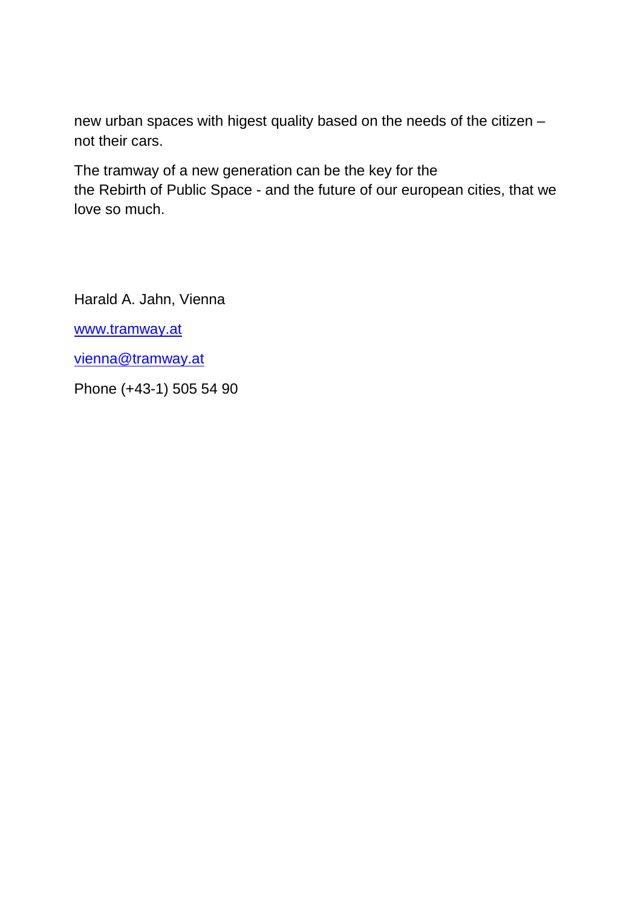new urban spaces with higest quality based on the needs of the citizen – not their cars.

The tramway of a new generation can be the key for the
the Rebirth of Public Space - and the future of our european cities, that we love so much.

Harald A. Jahn, Vienna

[www.tramway.at](http://www.tramway.at)

[vienna@tramway.at](mailto:vienna@tramway.at)

Phone (+43-1) 505 54 90